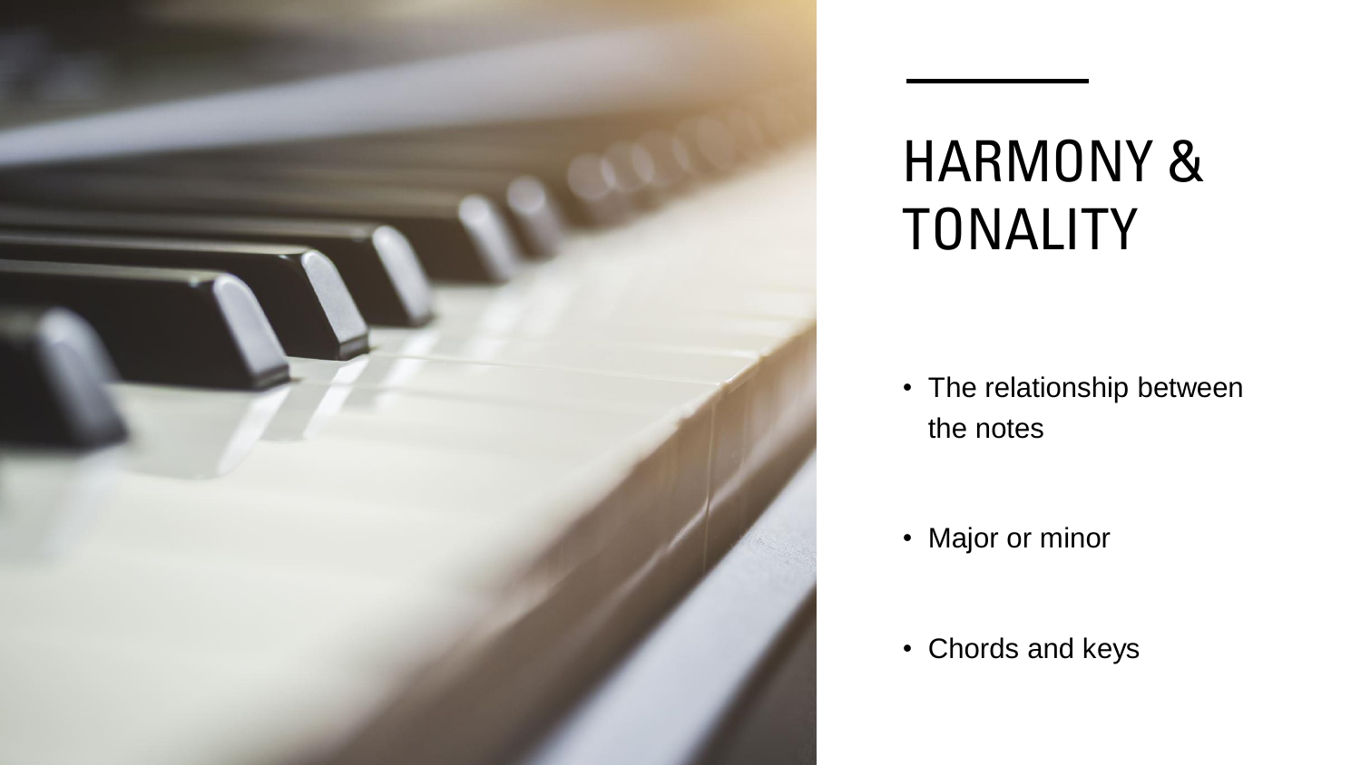# HARMONY & TONALITY

- The relationship between the notes
- Major or minor
- Chords and keys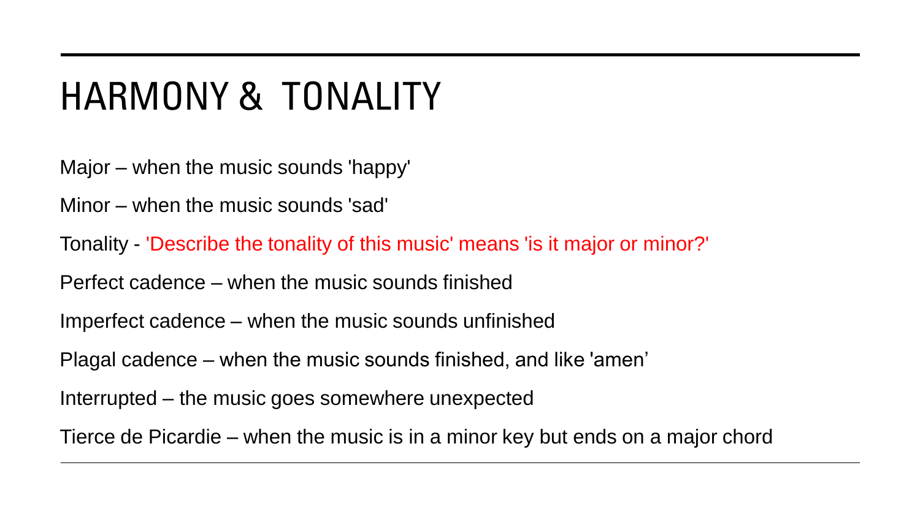# HARMONY & TONALITY

Major – when the music sounds 'happy'

Minor – when the music sounds 'sad'

Tonality - 'Describe the tonality of this music' means 'is it major or minor?'

Perfect cadence – when the music sounds finished

Imperfect cadence – when the music sounds unfinished

Plagal cadence – when the music sounds finished, and like 'amen'

Interrupted – the music goes somewhere unexpected

Tierce de Picardie – when the music is in a minor key but ends on a major chord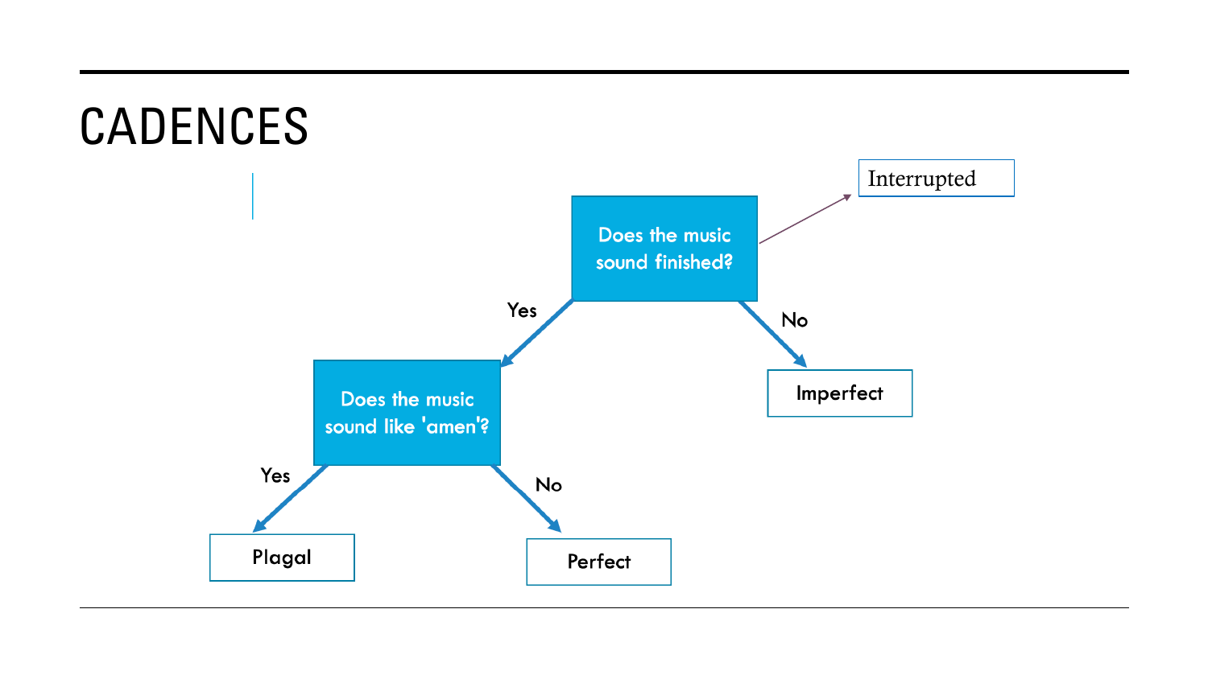# CADENCES

Does the music sound finished?

- Yes → Does the music sound like 'amen'?
  - Yes → Plagal
  - No → Perfect
- No → Imperfect
- → Interrupted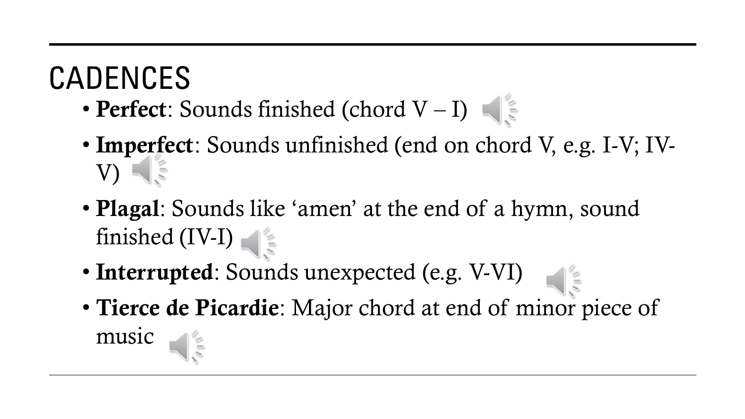# CADENCES

- **Perfect**: Sounds finished (chord V – I)
- **Imperfect**: Sounds unfinished (end on chord V, e.g. I-V; IV-V)
- **Plagal**: Sounds like 'amen' at the end of a hymn, sound finished (IV-I)
- **Interrupted**: Sounds unexpected (e.g. V-VI)
- **Tierce de Picardie**: Major chord at end of minor piece of music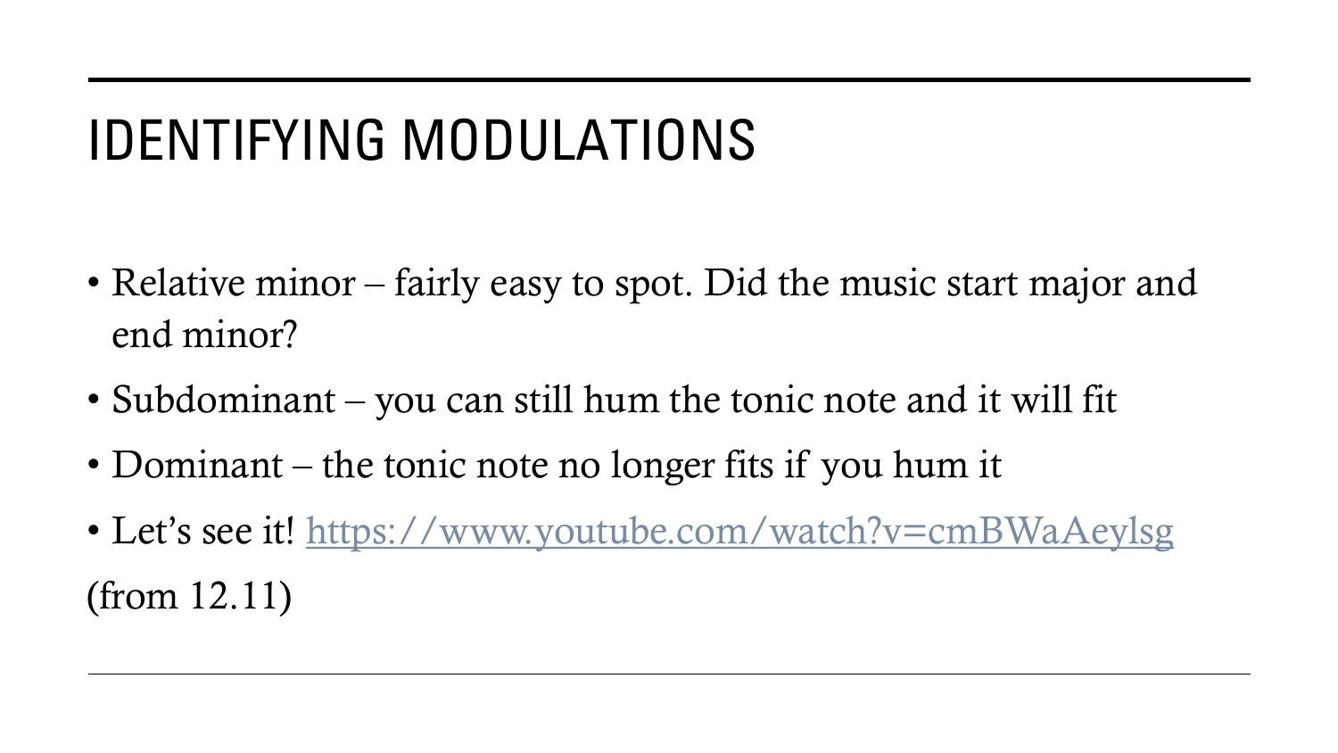# IDENTIFYING MODULATIONS

- Relative minor – fairly easy to spot. Did the music start major and end minor?
- Subdominant – you can still hum the tonic note and it will fit
- Dominant – the tonic note no longer fits if you hum it
- Let's see it! [https://www.youtube.com/watch?v=cmBWaAeylsg](https://www.youtube.com/watch?v=cmBWaAeylsg)

(from 12.11)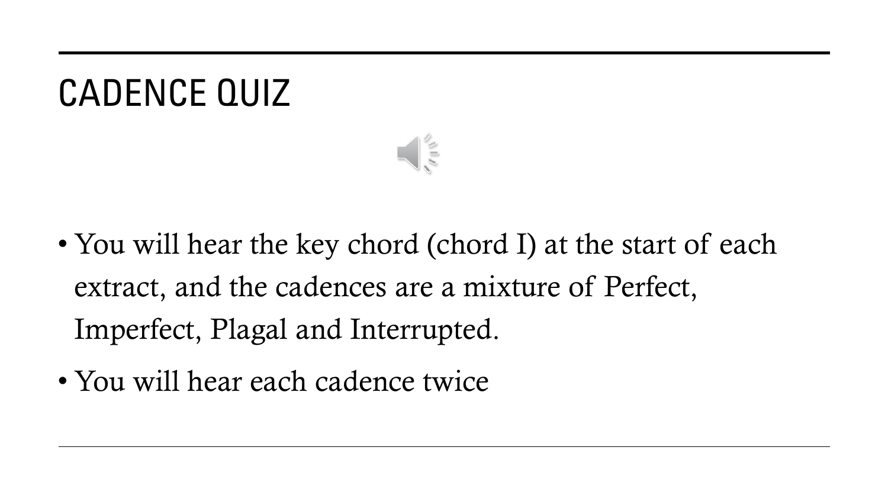# CADENCE QUIZ

- You will hear the key chord (chord I) at the start of each extract, and the cadences are a mixture of Perfect, Imperfect, Plagal and Interrupted.
- You will hear each cadence twice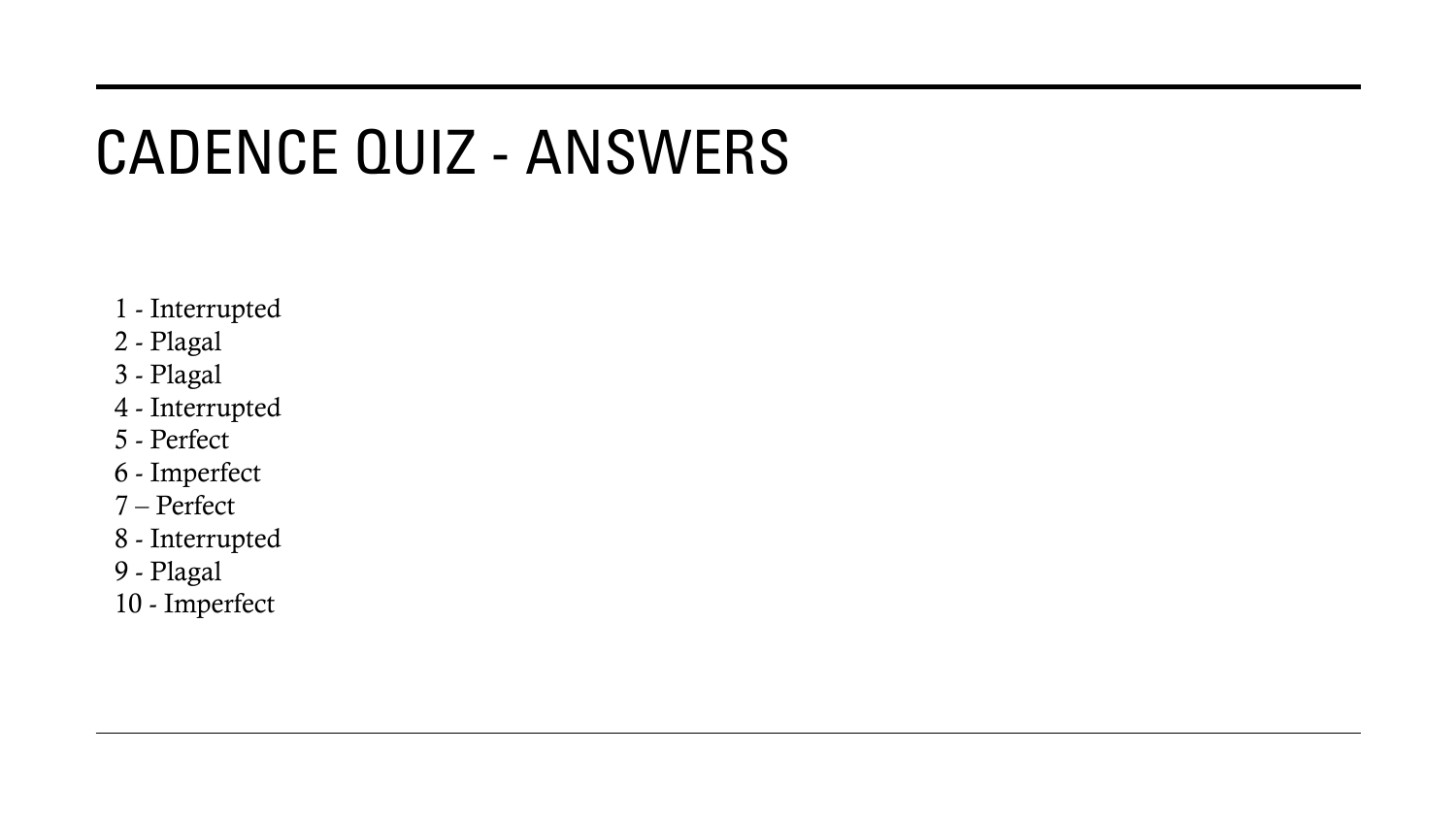# CADENCE QUIZ - ANSWERS

1 - Interrupted
2 - Plagal
3 - Plagal
4 - Interrupted
5 - Perfect
6 - Imperfect
7 – Perfect
8 - Interrupted
9 - Plagal
10 - Imperfect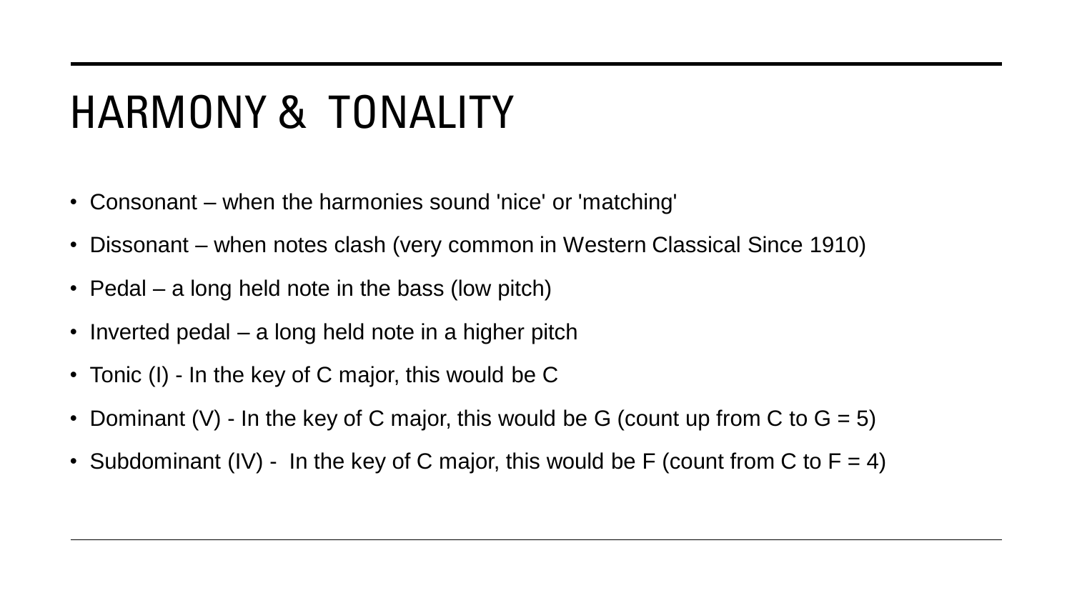# HARMONY & TONALITY

- Consonant – when the harmonies sound 'nice' or 'matching'
- Dissonant – when notes clash (very common in Western Classical Since 1910)
- Pedal – a long held note in the bass (low pitch)
- Inverted pedal – a long held note in a higher pitch
- Tonic (I) - In the key of C major, this would be C
- Dominant (V) - In the key of C major, this would be G (count up from C to G = 5)
- Subdominant (IV) - In the key of C major, this would be F (count from C to F = 4)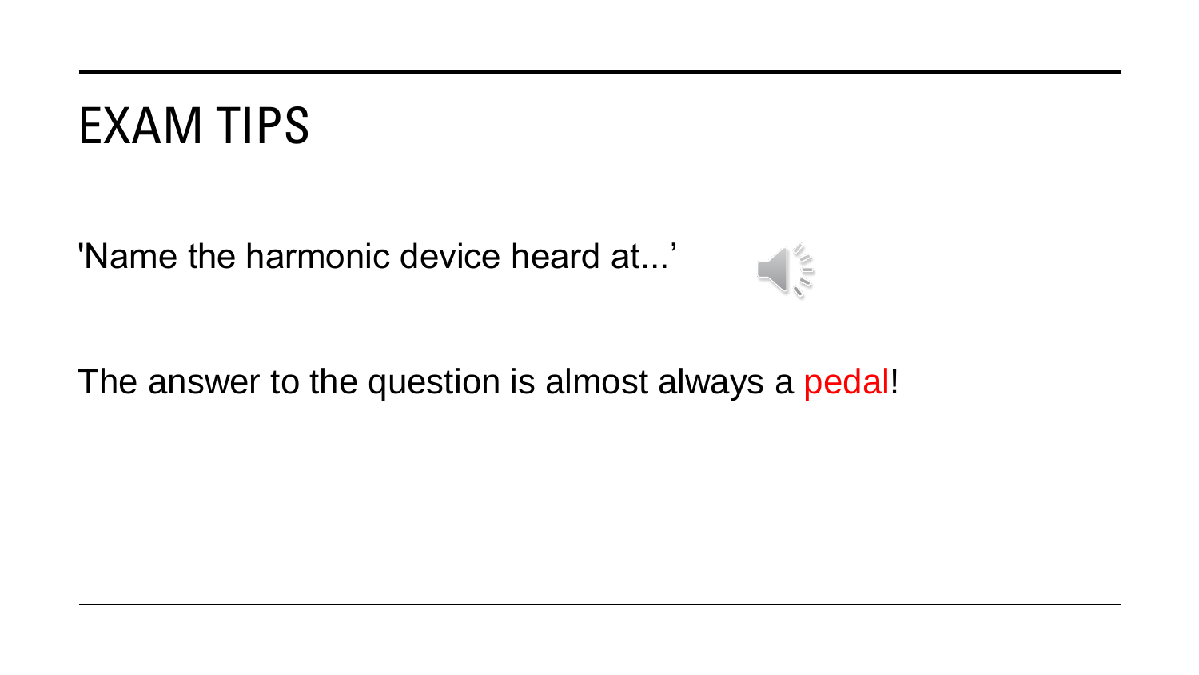# EXAM TIPS

'Name the harmonic device heard at...'

The answer to the question is almost always a pedal!